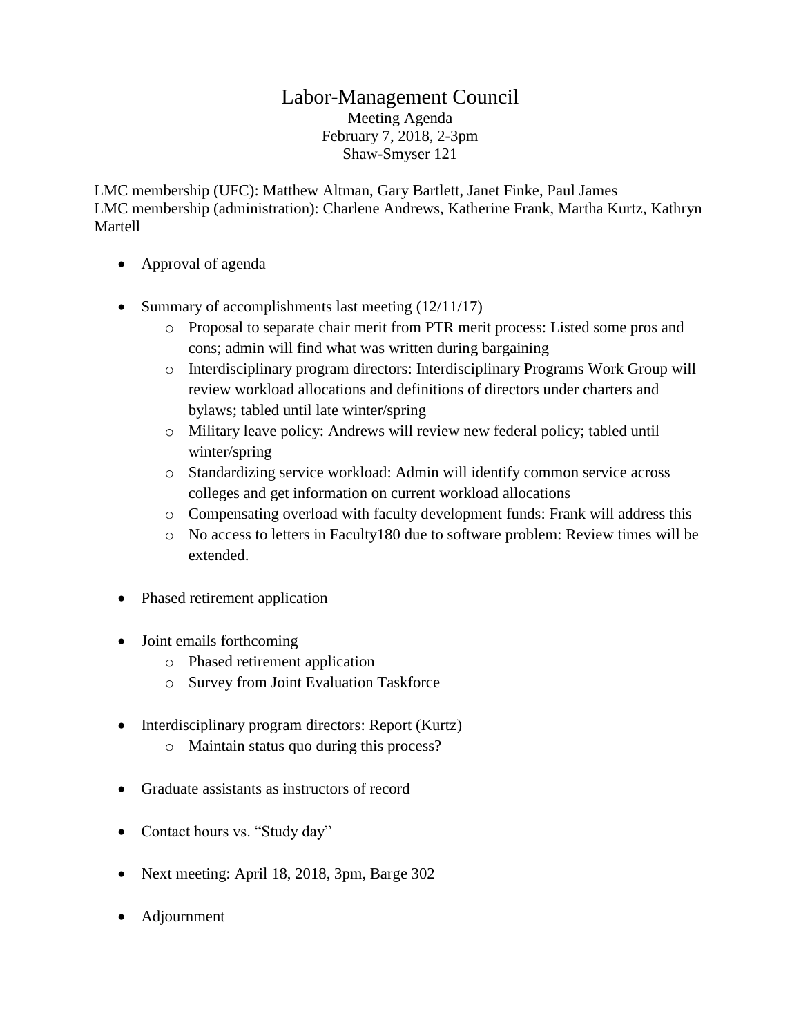# Labor-Management Council

Meeting Agenda
February 7, 2018, 2-3pm
Shaw-Smyser 121

LMC membership (UFC): Matthew Altman, Gary Bartlett, Janet Finke, Paul James
LMC membership (administration): Charlene Andrews, Katherine Frank, Martha Kurtz, Kathryn Martell

- Approval of agenda
- Summary of accomplishments last meeting (12/11/17)
  - Proposal to separate chair merit from PTR merit process: Listed some pros and cons; admin will find what was written during bargaining
  - Interdisciplinary program directors: Interdisciplinary Programs Work Group will review workload allocations and definitions of directors under charters and bylaws; tabled until late winter/spring
  - Military leave policy: Andrews will review new federal policy; tabled until winter/spring
  - Standardizing service workload: Admin will identify common service across colleges and get information on current workload allocations
  - Compensating overload with faculty development funds: Frank will address this
  - No access to letters in Faculty180 due to software problem: Review times will be extended.
- Phased retirement application
- Joint emails forthcoming
  - Phased retirement application
  - Survey from Joint Evaluation Taskforce
- Interdisciplinary program directors: Report (Kurtz)
  - Maintain status quo during this process?
- Graduate assistants as instructors of record
- Contact hours vs. “Study day”
- Next meeting: April 18, 2018, 3pm, Barge 302
- Adjournment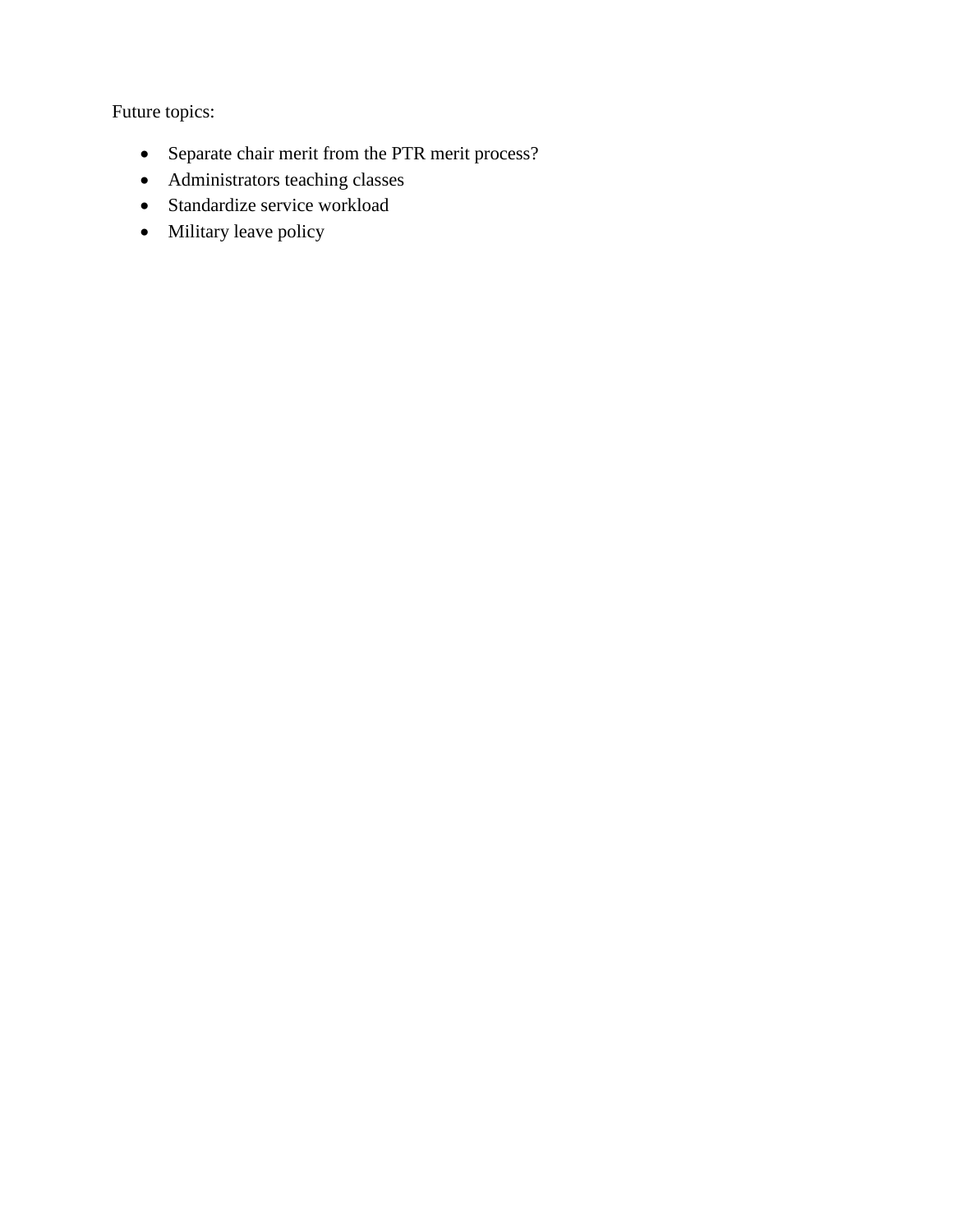Future topics:

- Separate chair merit from the PTR merit process?
- Administrators teaching classes
- Standardize service workload
- Military leave policy